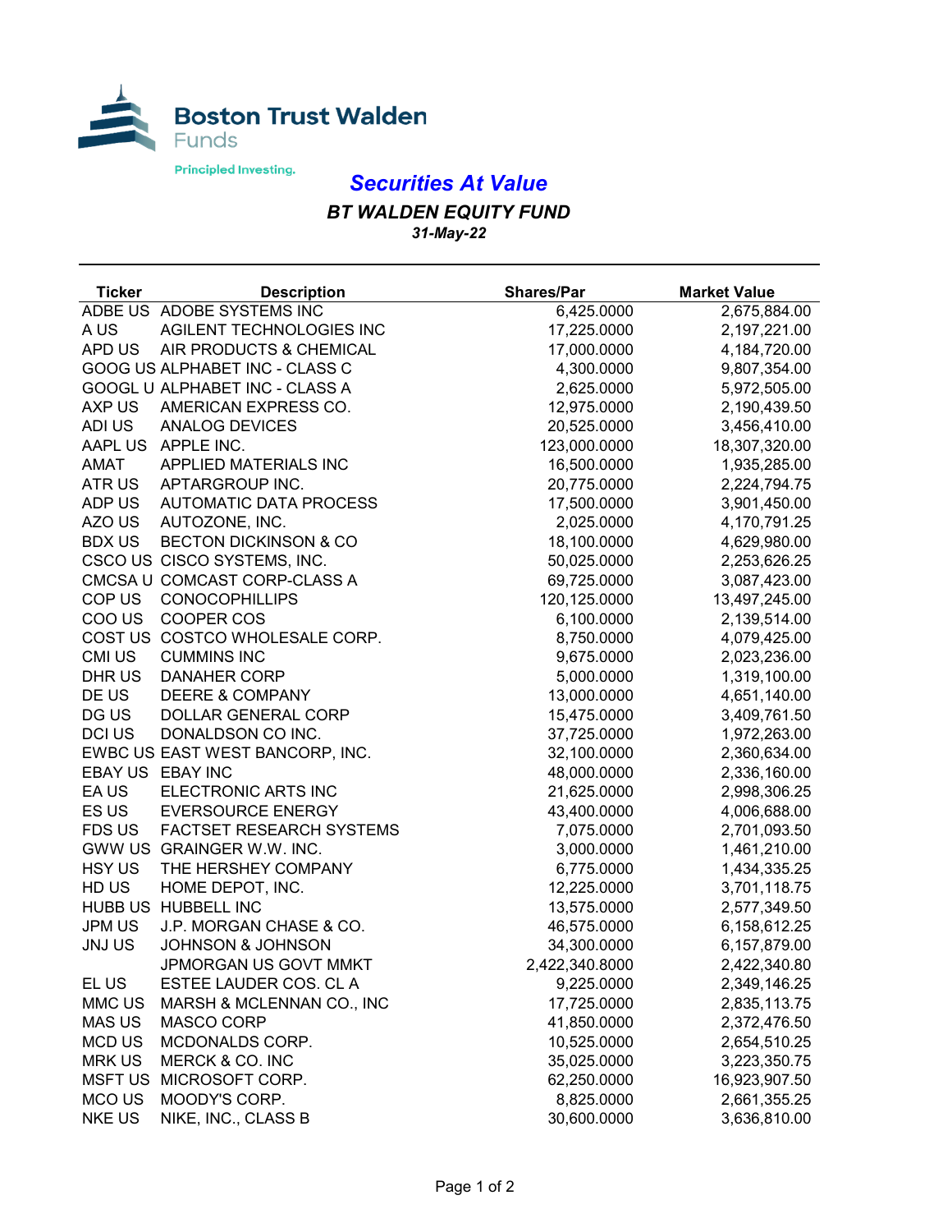Boston Trust Walden Funds

Principled Investing.

# Securities At Value

## BT WALDEN EQUITY FUND

**31-May-22**

| Ticker | Description | Shares/Par | Market Value |
|---|---|---|---|
| ADBE US | ADOBE SYSTEMS INC | 6,425.0000 | 2,675,884.00 |
| A US | AGILENT TECHNOLOGIES INC | 17,225.0000 | 2,197,221.00 |
| APD US | AIR PRODUCTS & CHEMICAL | 17,000.0000 | 4,184,720.00 |
| GOOG US | ALPHABET INC - CLASS C | 4,300.0000 | 9,807,354.00 |
| GOOGL U | ALPHABET INC - CLASS A | 2,625.0000 | 5,972,505.00 |
| AXP US | AMERICAN EXPRESS CO. | 12,975.0000 | 2,190,439.50 |
| ADI US | ANALOG DEVICES | 20,525.0000 | 3,456,410.00 |
| AAPL US | APPLE INC. | 123,000.0000 | 18,307,320.00 |
| AMAT | APPLIED MATERIALS INC | 16,500.0000 | 1,935,285.00 |
| ATR US | APTARGROUP INC. | 20,775.0000 | 2,224,794.75 |
| ADP US | AUTOMATIC DATA PROCESS | 17,500.0000 | 3,901,450.00 |
| AZO US | AUTOZONE, INC. | 2,025.0000 | 4,170,791.25 |
| BDX US | BECTON DICKINSON & CO | 18,100.0000 | 4,629,980.00 |
| CSCO US | CISCO SYSTEMS, INC. | 50,025.0000 | 2,253,626.25 |
| CMCSA U | COMCAST CORP-CLASS A | 69,725.0000 | 3,087,423.00 |
| COP US | CONOCOPHILLIPS | 120,125.0000 | 13,497,245.00 |
| COO US | COOPER COS | 6,100.0000 | 2,139,514.00 |
| COST US | COSTCO WHOLESALE CORP. | 8,750.0000 | 4,079,425.00 |
| CMI US | CUMMINS INC | 9,675.0000 | 2,023,236.00 |
| DHR US | DANAHER CORP | 5,000.0000 | 1,319,100.00 |
| DE US | DEERE & COMPANY | 13,000.0000 | 4,651,140.00 |
| DG US | DOLLAR GENERAL CORP | 15,475.0000 | 3,409,761.50 |
| DCI US | DONALDSON CO INC. | 37,725.0000 | 1,972,263.00 |
| EWBC US | EAST WEST BANCORP, INC. | 32,100.0000 | 2,360,634.00 |
| EBAY US | EBAY INC | 48,000.0000 | 2,336,160.00 |
| EA US | ELECTRONIC ARTS INC | 21,625.0000 | 2,998,306.25 |
| ES US | EVERSOURCE ENERGY | 43,400.0000 | 4,006,688.00 |
| FDS US | FACTSET RESEARCH SYSTEMS | 7,075.0000 | 2,701,093.50 |
| GWW US | GRAINGER W.W. INC. | 3,000.0000 | 1,461,210.00 |
| HSY US | THE HERSHEY COMPANY | 6,775.0000 | 1,434,335.25 |
| HD US | HOME DEPOT, INC. | 12,225.0000 | 3,701,118.75 |
| HUBB US | HUBBELL INC | 13,575.0000 | 2,577,349.50 |
| JPM US | J.P. MORGAN CHASE & CO. | 46,575.0000 | 6,158,612.25 |
| JNJ US | JOHNSON & JOHNSON | 34,300.0000 | 6,157,879.00 |
| | JPMORGAN US GOVT MMKT | 2,422,340.8000 | 2,422,340.80 |
| EL US | ESTEE LAUDER COS. CL A | 9,225.0000 | 2,349,146.25 |
| MMC US | MARSH & MCLENNAN CO., INC | 17,725.0000 | 2,835,113.75 |
| MAS US | MASCO CORP | 41,850.0000 | 2,372,476.50 |
| MCD US | MCDONALDS CORP. | 10,525.0000 | 2,654,510.25 |
| MRK US | MERCK & CO. INC | 35,025.0000 | 3,223,350.75 |
| MSFT US | MICROSOFT CORP. | 62,250.0000 | 16,923,907.50 |
| MCO US | MOODY'S CORP. | 8,825.0000 | 2,661,355.25 |
| NKE US | NIKE, INC., CLASS B | 30,600.0000 | 3,636,810.00 |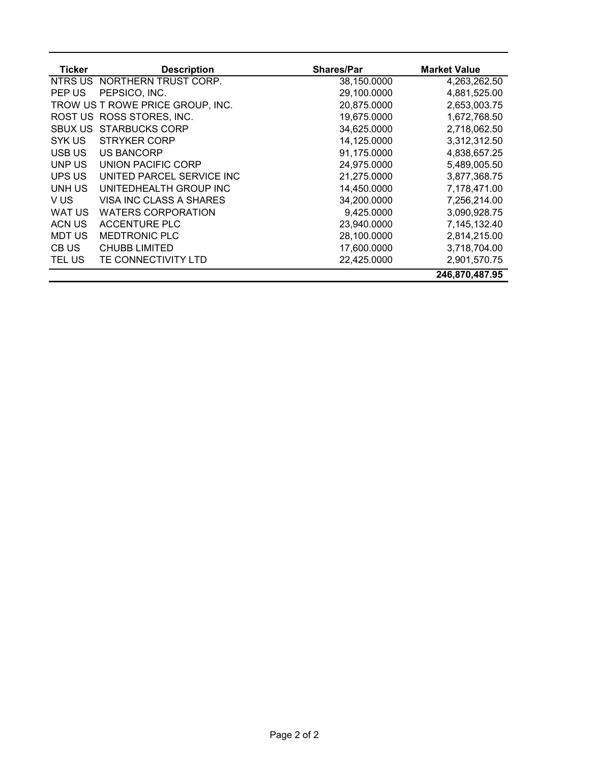| Ticker | Description | Shares/Par | Market Value |
|---|---|---|---|
| NTRS US | NORTHERN TRUST CORP. | 38,150.0000 | 4,263,262.50 |
| PEP US | PEPSICO, INC. | 29,100.0000 | 4,881,525.00 |
| TROW US | T ROWE PRICE GROUP, INC. | 20,875.0000 | 2,653,003.75 |
| ROST US | ROSS STORES, INC. | 19,675.0000 | 1,672,768.50 |
| SBUX US | STARBUCKS CORP | 34,625.0000 | 2,718,062.50 |
| SYK US | STRYKER CORP | 14,125.0000 | 3,312,312.50 |
| USB US | US BANCORP | 91,175.0000 | 4,838,657.25 |
| UNP US | UNION PACIFIC CORP | 24,975.0000 | 5,489,005.50 |
| UPS US | UNITED PARCEL SERVICE INC | 21,275.0000 | 3,877,368.75 |
| UNH US | UNITEDHEALTH GROUP INC | 14,450.0000 | 7,178,471.00 |
| V US | VISA INC CLASS A SHARES | 34,200.0000 | 7,256,214.00 |
| WAT US | WATERS CORPORATION | 9,425.0000 | 3,090,928.75 |
| ACN US | ACCENTURE PLC | 23,940.0000 | 7,145,132.40 |
| MDT US | MEDTRONIC PLC | 28,100.0000 | 2,814,215.00 |
| CB US | CHUBB LIMITED | 17,600.0000 | 3,718,704.00 |
| TEL US | TE CONNECTIVITY LTD | 22,425.0000 | 2,901,570.75 |
| | | | **246,870,487.95** |